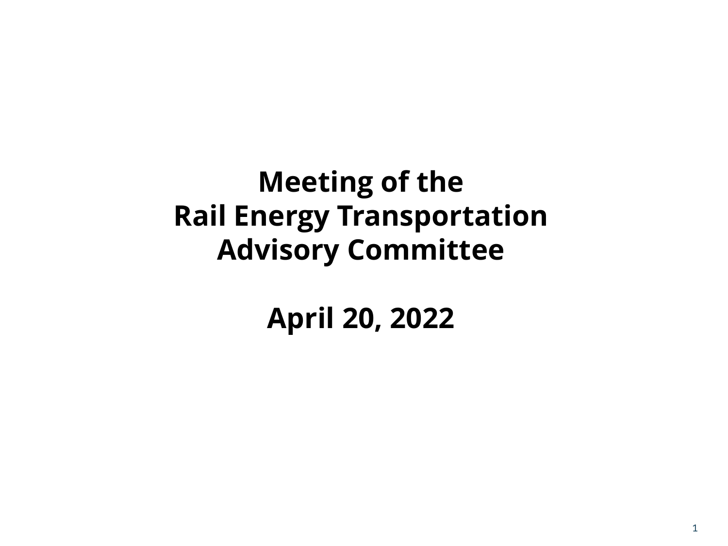# Meeting of the Rail Energy Transportation Advisory Committee

**April 20, 2022**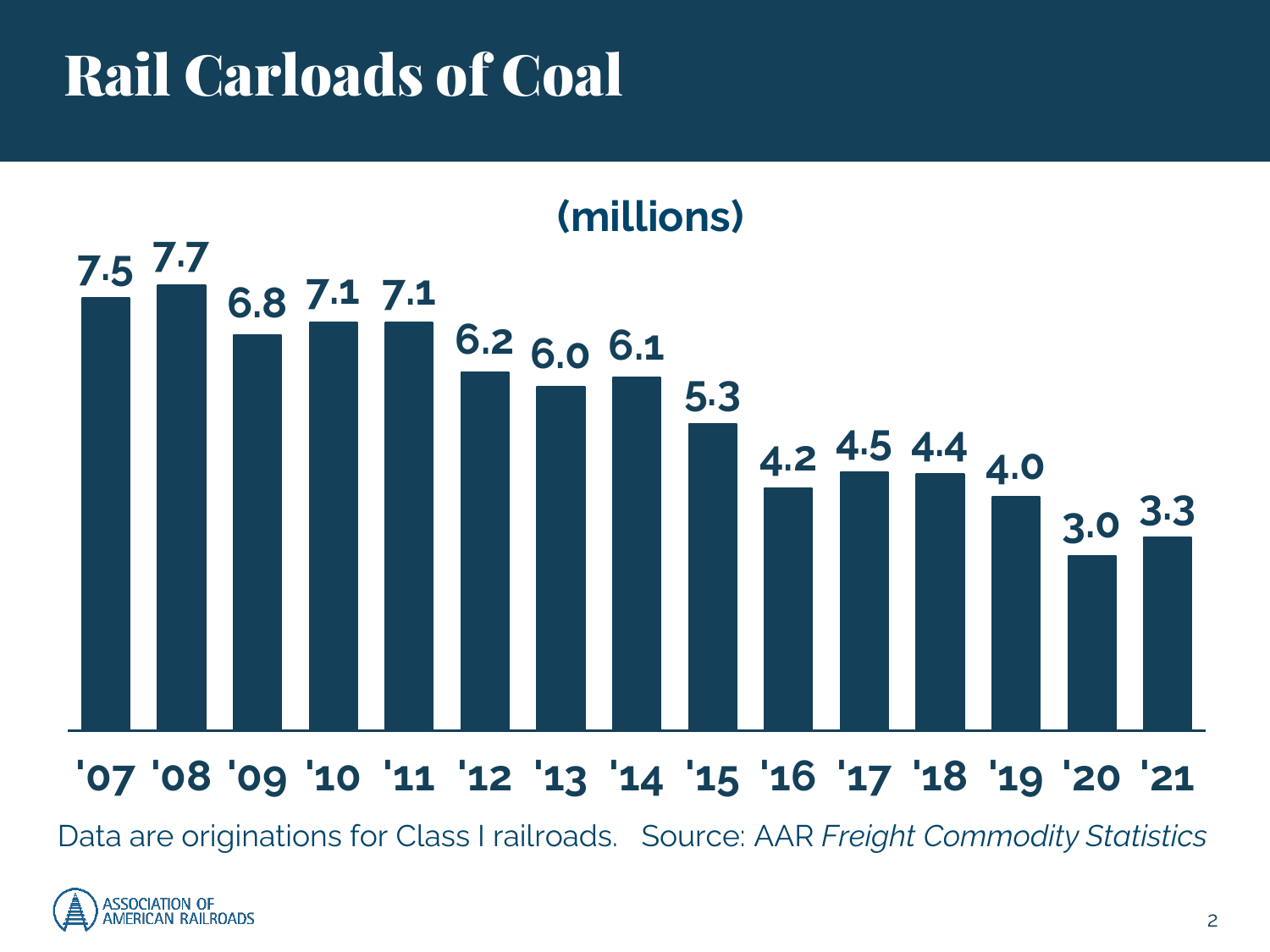# Rail Carloads of Coal

(millions)

| '07 | '08 | '09 | '10 | '11 | '12 | '13 | '14 | '15 | '16 | '17 | '18 | '19 | '20 | '21 |
|---|---|---|---|---|---|---|---|---|---|---|---|---|---|---|
| 7.5 | 7.7 | 6.8 | 7.1 | 7.1 | 6.2 | 6.0 | 6.1 | 5.3 | 4.2 | 4.5 | 4.4 | 4.0 | 3.0 | 3.3 |

Data are originations for Class I railroads. Source: AAR *Freight Commodity Statistics*

ASSOCIATION OF AMERICAN RAILROADS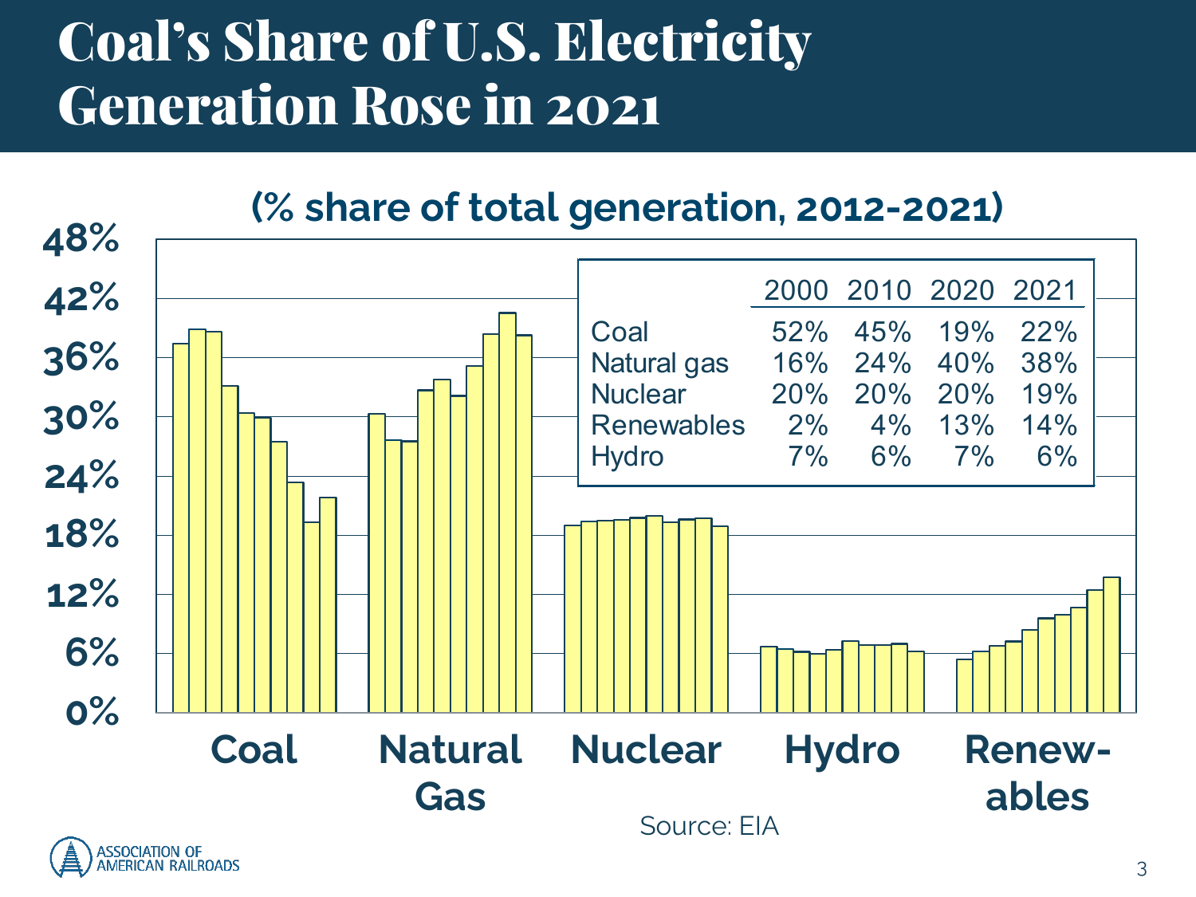# Coal's Share of U.S. Electricity Generation Rose in 2021

**(% share of total generation, 2012-2021)**

| | 2000 | 2010 | 2020 | 2021 |
|---|---|---|---|---|
| Coal | 52% | 45% | 19% | 22% |
| Natural gas | 16% | 24% | 40% | 38% |
| Nuclear | 20% | 20% | 20% | 19% |
| Renewables | 2% | 4% | 13% | 14% |
| Hydro | 7% | 6% | 7% | 6% |

Coal | Natural Gas | Nuclear | Hydro | Renewables

Source: EIA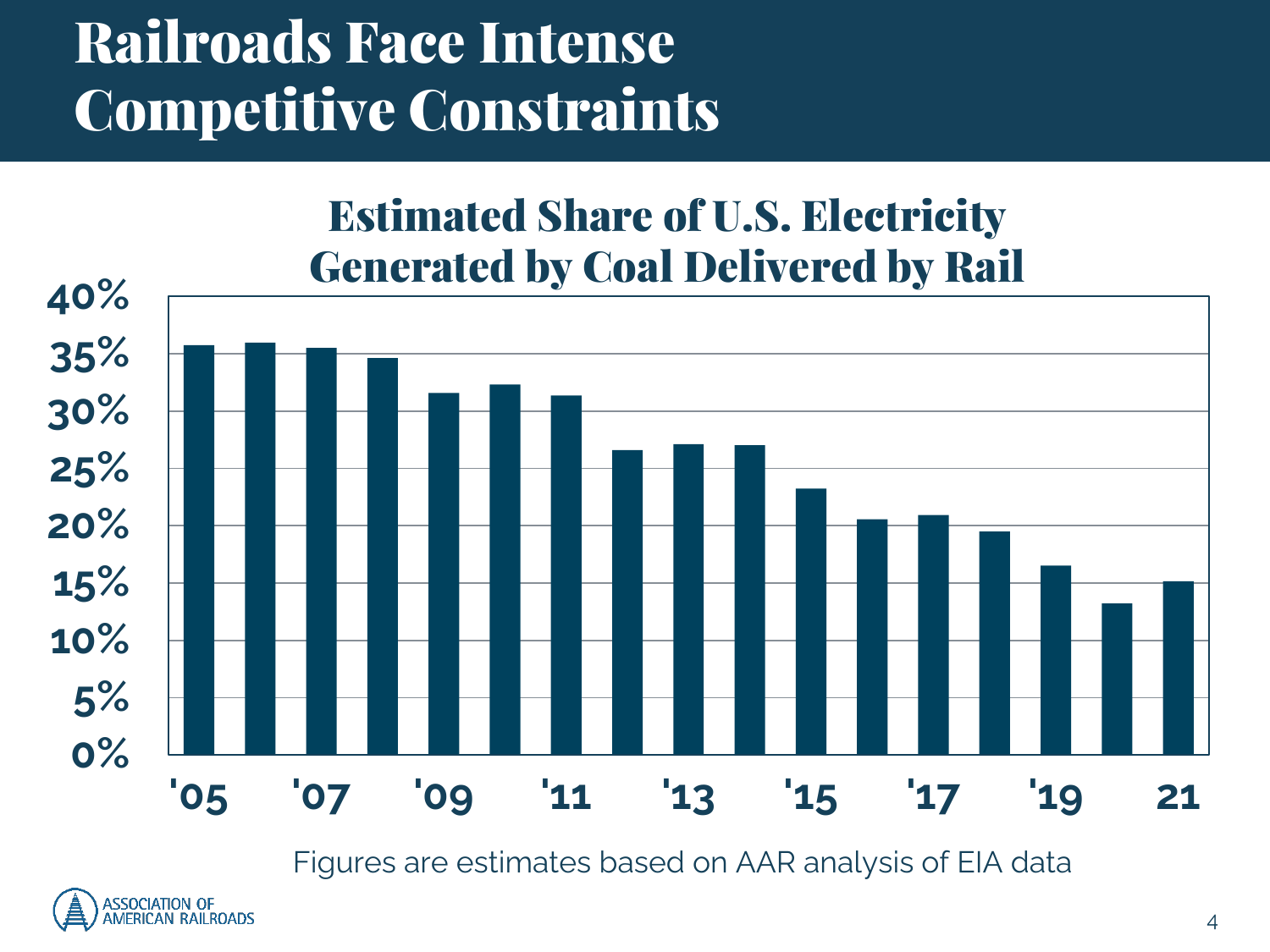# Railroads Face Intense Competitive Constraints

## Estimated Share of U.S. Electricity Generated by Coal Delivered by Rail

Figures are estimates based on AAR analysis of EIA data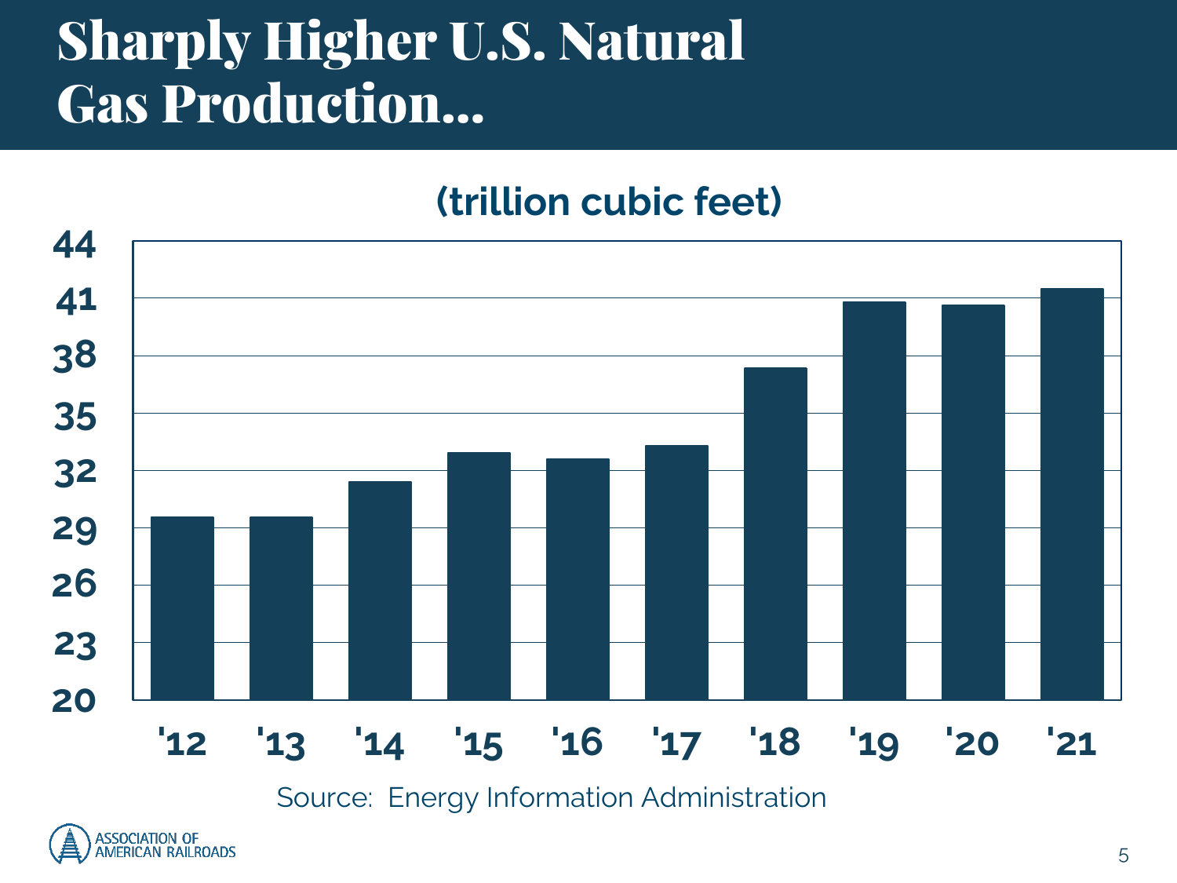# Sharply Higher U.S. Natural Gas Production...

(trillion cubic feet)

Source: Energy Information Administration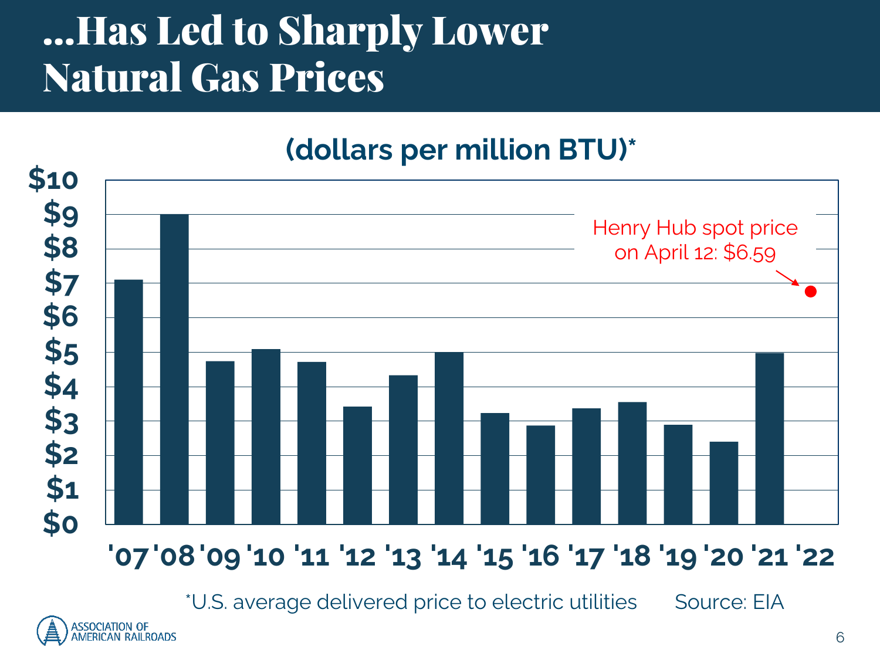# ...Has Led to Sharply Lower Natural Gas Prices

(dollars per million BTU)*

| Year | Price |
| --- | --- |
| '07 | ~$7.1 |
| '08 | ~$9.0 |
| '09 | ~$4.7 |
| '10 | ~$5.1 |
| '11 | ~$4.7 |
| '12 | ~$3.4 |
| '13 | ~$4.3 |
| '14 | ~$5.0 |
| '15 | ~$3.2 |
| '16 | ~$2.9 |
| '17 | ~$3.4 |
| '18 | ~$3.5 |
| '19 | ~$2.9 |
| '20 | ~$2.4 |
| '21 | ~$5.0 |
| '22 | — |

Henry Hub spot price on April 12: $6.59

*U.S. average delivered price to electric utilities

Source: EIA

ASSOCIATION OF AMERICAN RAILROADS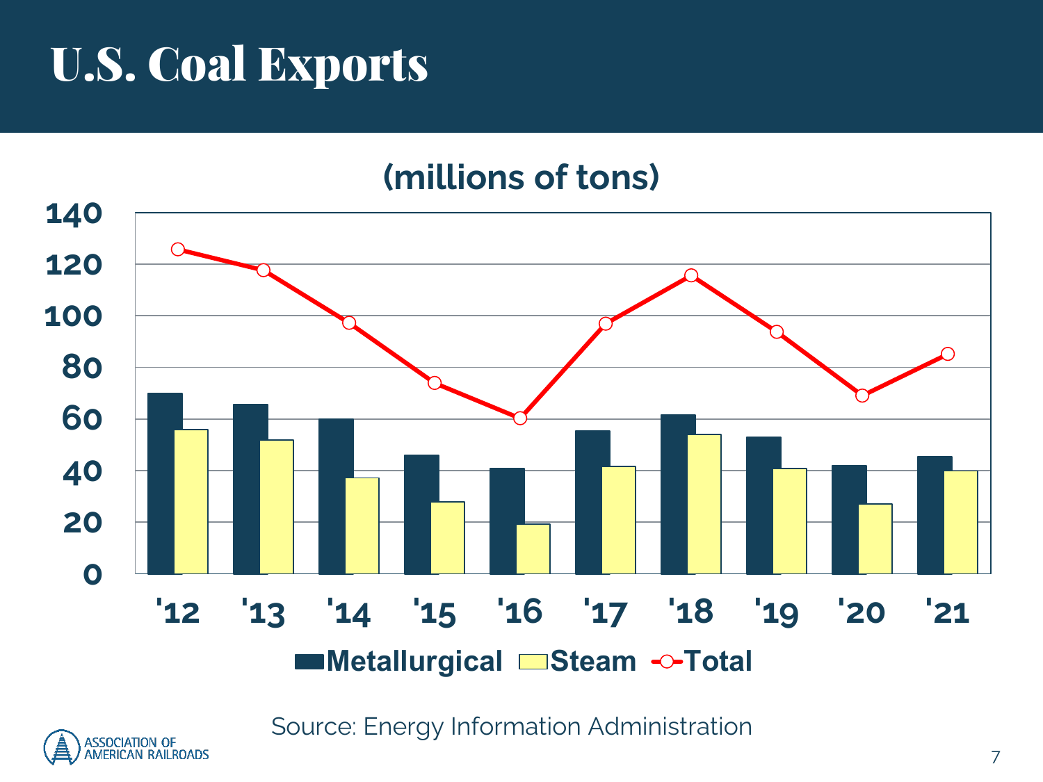# U.S. Coal Exports

(millions of tons)

Metallurgical / Steam / Total

Source: Energy Information Administration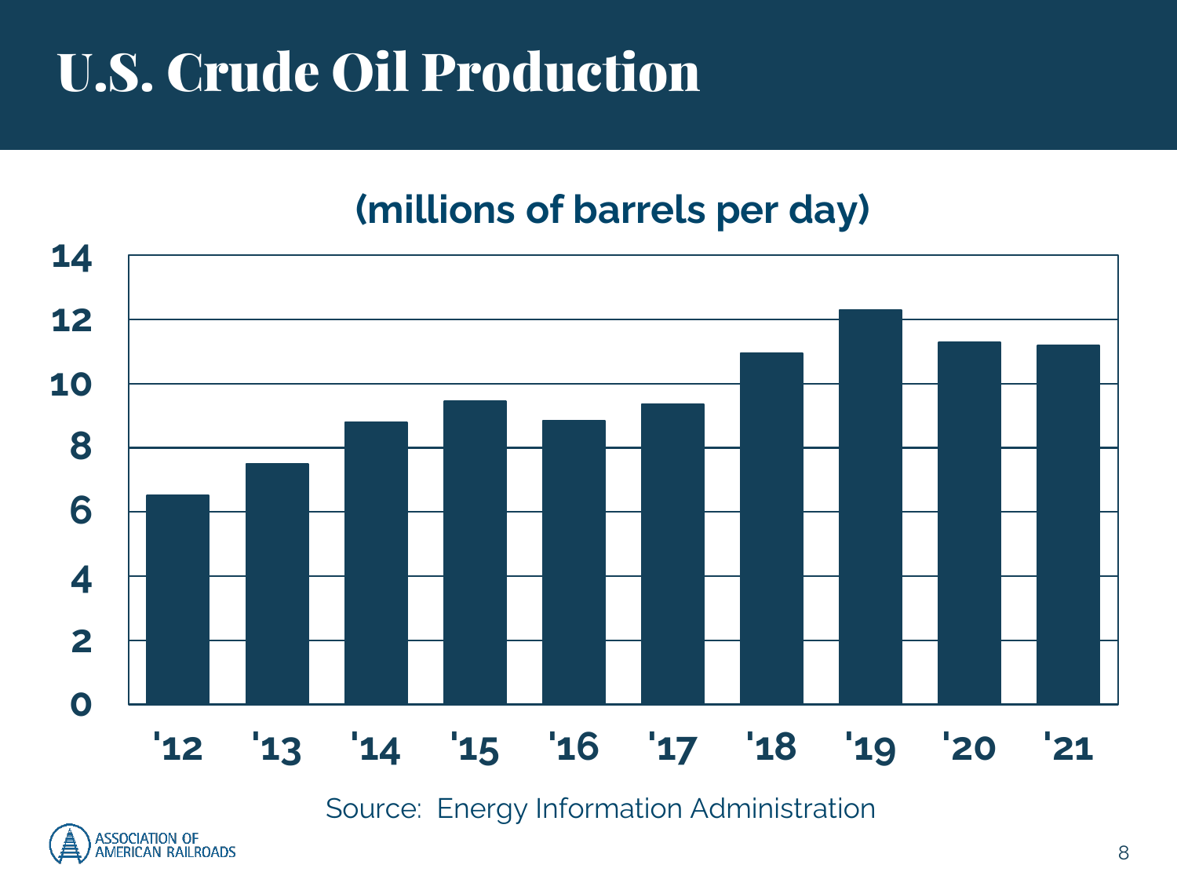# U.S. Crude Oil Production

(millions of barrels per day)

| Year | Production |
|---|---|
| '12 | 6.5 |
| '13 | 7.5 |
| '14 | 8.8 |
| '15 | 9.4 |
| '16 | 8.8 |
| '17 | 9.4 |
| '18 | 11.0 |
| '19 | 12.3 |
| '20 | 11.3 |
| '21 | 11.2 |

Source: Energy Information Administration

ASSOCIATION OF AMERICAN RAILROADS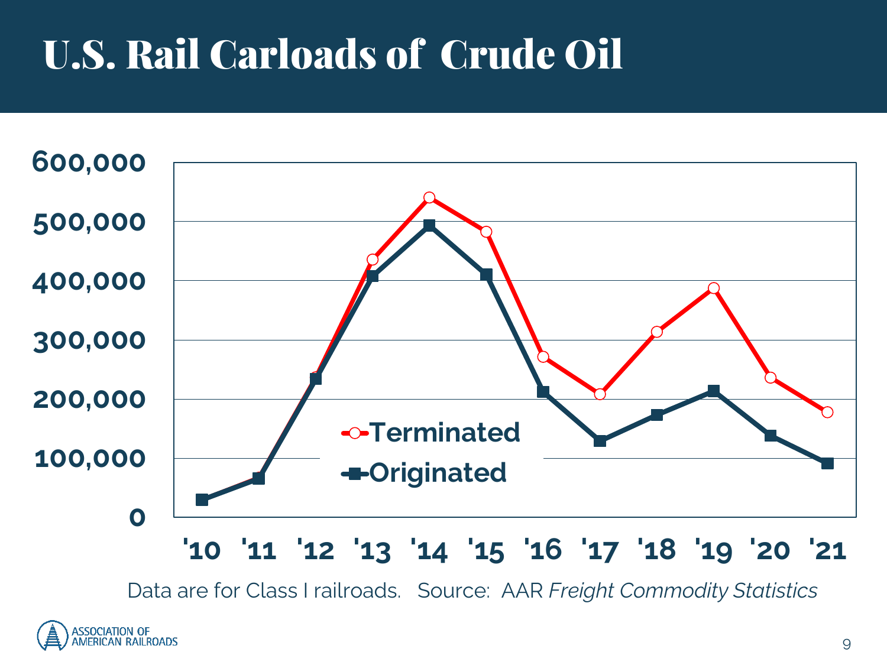# U.S. Rail Carloads of Crude Oil

600,000
500,000
400,000
300,000
200,000
100,000
0

'10 '11 '12 '13 '14 '15 '16 '17 '18 '19 '20 '21

Terminated
Originated

Data are for Class I railroads. Source: AAR *Freight Commodity Statistics*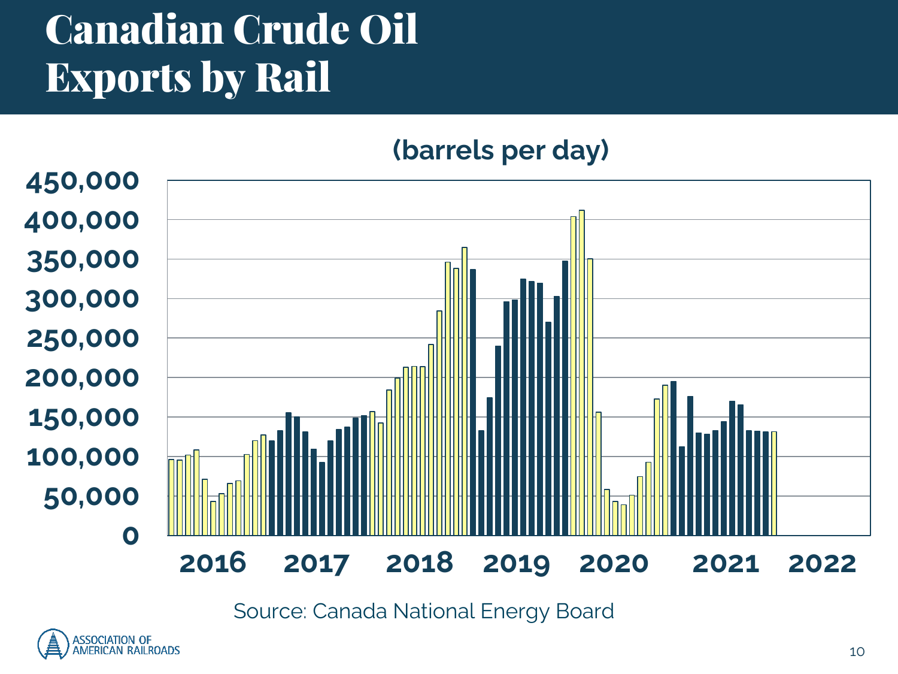# Canadian Crude Oil Exports by Rail

(barrels per day)

Source: Canada National Energy Board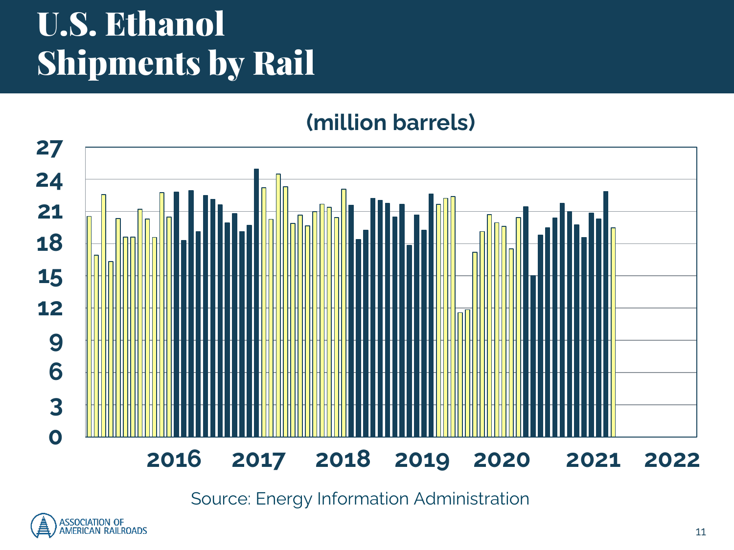# U.S. Ethanol Shipments by Rail

(million barrels)

Source: Energy Information Administration